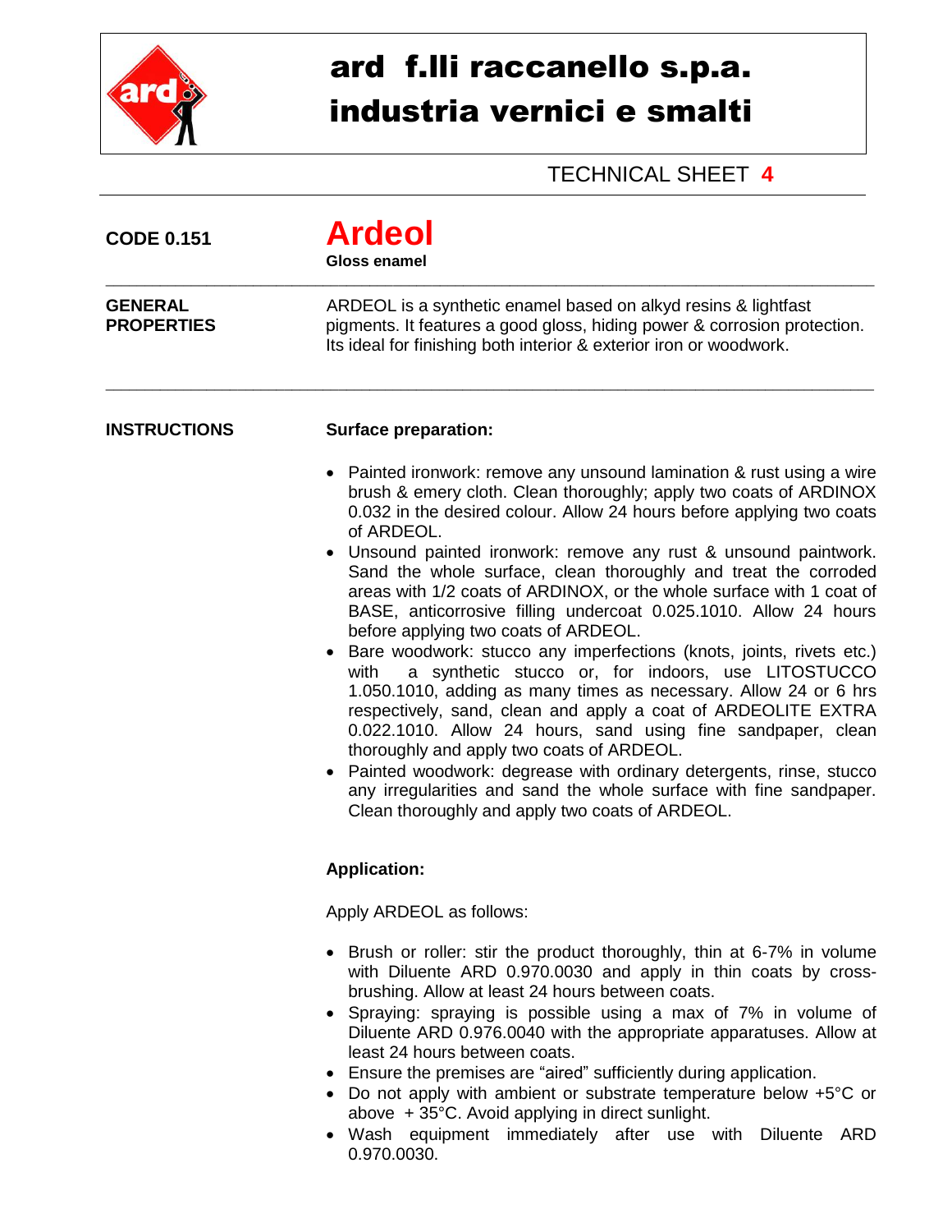# ard f.lli raccanello s.p.a.
# industria vernici e smalti

TECHNICAL SHEET **4**

**CODE 0.151**

# Ardeol

**Gloss enamel**

---

**GENERAL PROPERTIES**

ARDEOL is a synthetic enamel based on alkyd resins & lightfast pigments. It features a good gloss, hiding power & corrosion protection. Its ideal for finishing both interior & exterior iron or woodwork.

---

**INSTRUCTIONS**

**Surface preparation:**

- Painted ironwork: remove any unsound lamination & rust using a wire brush & emery cloth. Clean thoroughly; apply two coats of ARDINOX 0.032 in the desired colour. Allow 24 hours before applying two coats of ARDEOL.
- Unsound painted ironwork: remove any rust & unsound paintwork. Sand the whole surface, clean thoroughly and treat the corroded areas with 1/2 coats of ARDINOX, or the whole surface with 1 coat of BASE, anticorrosive filling undercoat 0.025.1010. Allow 24 hours before applying two coats of ARDEOL.
- Bare woodwork: stucco any imperfections (knots, joints, rivets etc.) with a synthetic stucco or, for indoors, use LITOSTUCCO 1.050.1010, adding as many times as necessary. Allow 24 or 6 hrs respectively, sand, clean and apply a coat of ARDEOLITE EXTRA 0.022.1010. Allow 24 hours, sand using fine sandpaper, clean thoroughly and apply two coats of ARDEOL.
- Painted woodwork: degrease with ordinary detergents, rinse, stucco any irregularities and sand the whole surface with fine sandpaper. Clean thoroughly and apply two coats of ARDEOL.

**Application:**

Apply ARDEOL as follows:

- Brush or roller: stir the product thoroughly, thin at 6-7% in volume with Diluente ARD 0.970.0030 and apply in thin coats by cross-brushing. Allow at least 24 hours between coats.
- Spraying: spraying is possible using a max of 7% in volume of Diluente ARD 0.976.0040 with the appropriate apparatuses. Allow at least 24 hours between coats.
- Ensure the premises are “aired” sufficiently during application.
- Do not apply with ambient or substrate temperature below +5°C or above + 35°C. Avoid applying in direct sunlight.
- Wash equipment immediately after use with Diluente ARD 0.970.0030.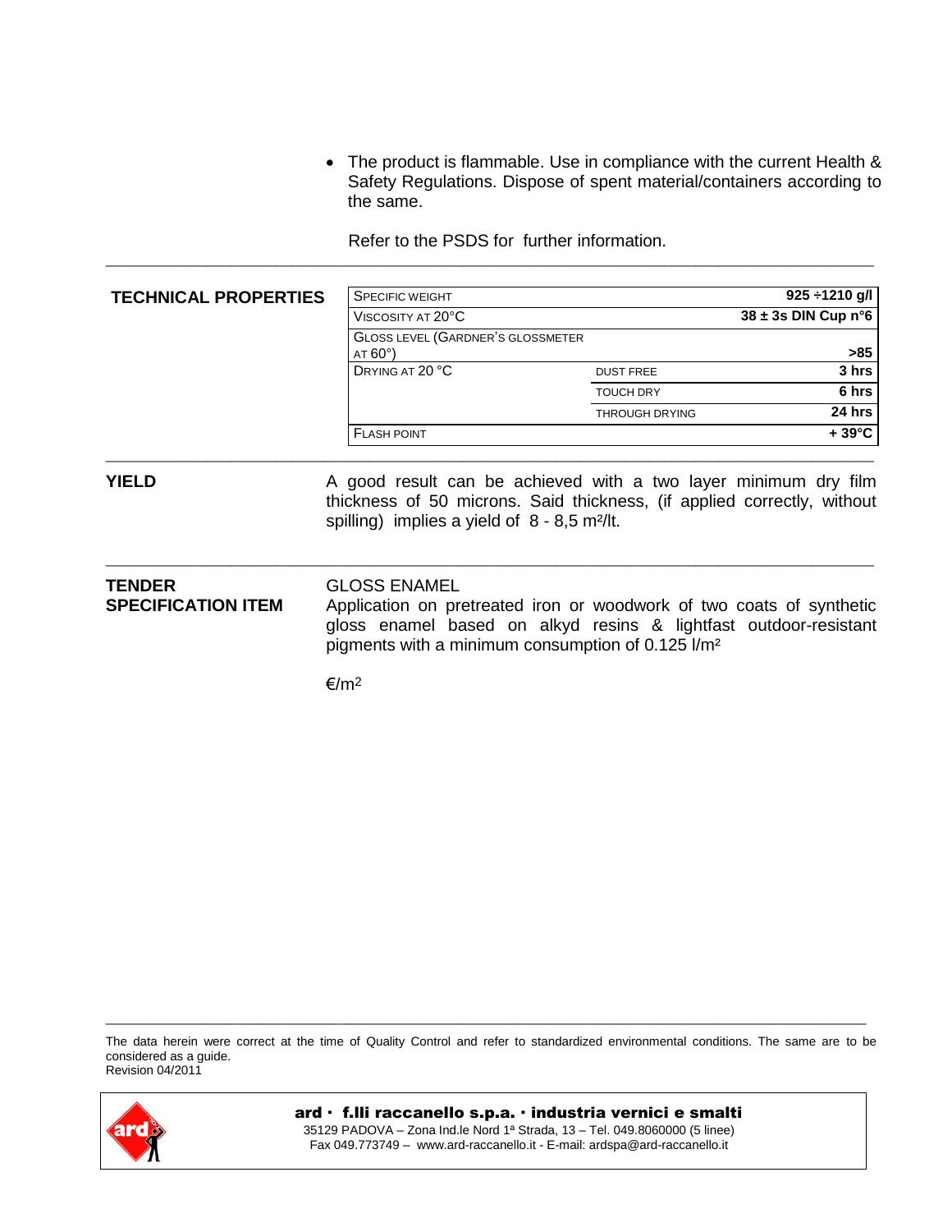- The product is flammable. Use in compliance with the current Health & Safety Regulations. Dispose of spent material/containers according to the same.

Refer to the PSDS for further information.

## TECHNICAL PROPERTIES

| | | |
|---|---|---|
| SPECIFIC WEIGHT | | **925 ÷1210 g/l** |
| VISCOSITY AT 20°C | | **38 ± 3s DIN Cup n°6** |
| GLOSS LEVEL (GARDNER'S GLOSSMETER AT 60°) | | **>85** |
| DRYING AT 20 °C | DUST FREE | **3 hrs** |
| | TOUCH DRY | **6 hrs** |
| | THROUGH DRYING | **24 hrs** |
| FLASH POINT | | **+ 39°C** |

## YIELD

A good result can be achieved with a two layer minimum dry film thickness of 50 microns. Said thickness, (if applied correctly, without spilling) implies a yield of 8 - 8,5 m²/lt.

## TENDER SPECIFICATION ITEM

GLOSS ENAMEL
Application on pretreated iron or woodwork of two coats of synthetic gloss enamel based on alkyd resins & lightfast outdoor-resistant pigments with a minimum consumption of 0.125 l/m²

€/m²

The data herein were correct at the time of Quality Control and refer to standardized environmental conditions. The same are to be considered as a guide.
Revision 04/2011

**ard · f.lli raccanello s.p.a. · industria vernici e smalti**
35129 PADOVA – Zona Ind.le Nord 1ª Strada, 13 – Tel. 049.8060000 (5 linee)
Fax 049.773749 – www.ard-raccanello.it - E-mail: ardspa@ard-raccanello.it